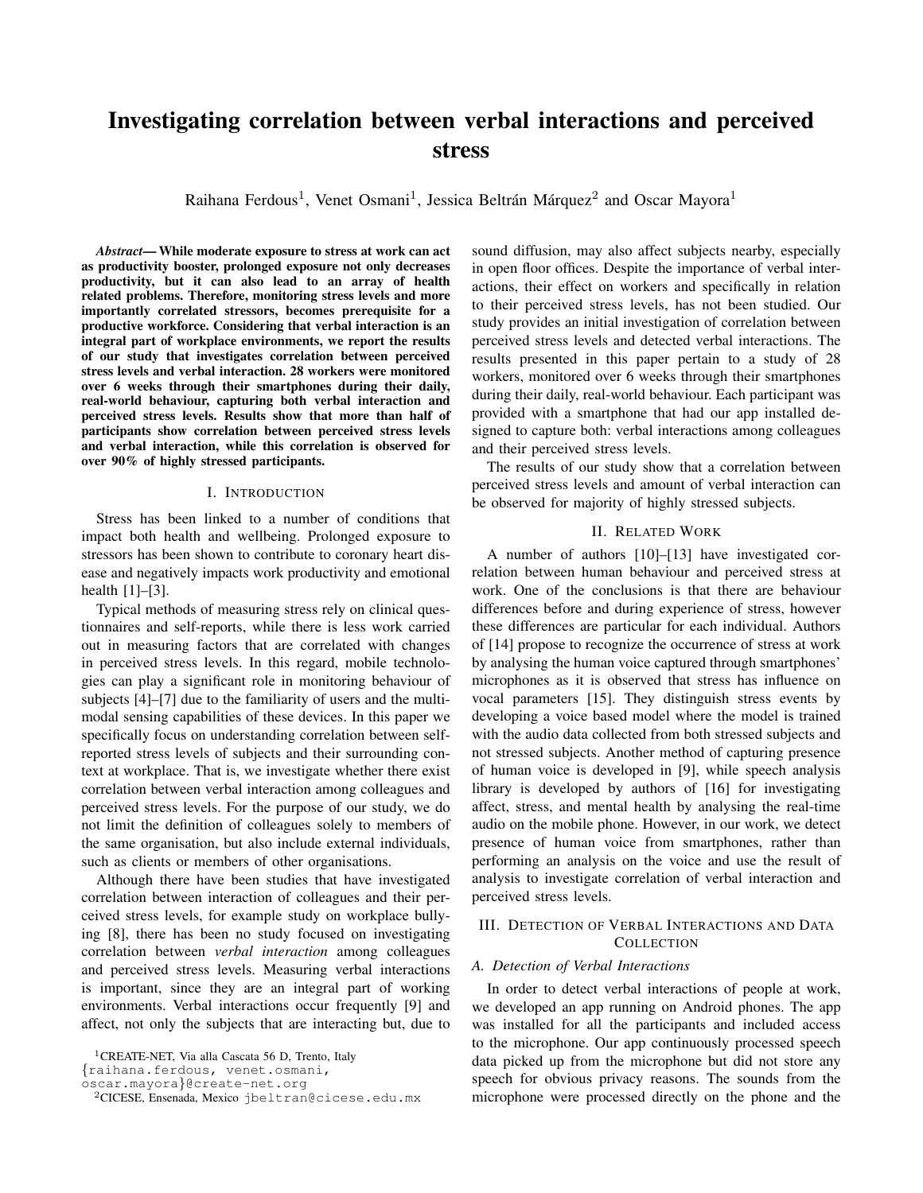# Investigating correlation between verbal interactions and perceived stress

Raihana Ferdous[1], Venet Osmani[1], Jessica Beltrán Márquez[2] and Oscar Mayora[1]

***Abstract*— While moderate exposure to stress at work can act as productivity booster, prolonged exposure not only decreases productivity, but it can also lead to an array of health related problems. Therefore, monitoring stress levels and more importantly correlated stressors, becomes prerequisite for a productive workforce. Considering that verbal interaction is an integral part of workplace environments, we report the results of our study that investigates correlation between perceived stress levels and verbal interaction. 28 workers were monitored over 6 weeks through their smartphones during their daily, real-world behaviour, capturing both verbal interaction and perceived stress levels. Results show that more than half of participants show correlation between perceived stress levels and verbal interaction, while this correlation is observed for over 90% of highly stressed participants.**

## I. Introduction

Stress has been linked to a number of conditions that impact both health and wellbeing. Prolonged exposure to stressors has been shown to contribute to coronary heart disease and negatively impacts work productivity and emotional health [1]–[3].

Typical methods of measuring stress rely on clinical questionnaires and self-reports, while there is less work carried out in measuring factors that are correlated with changes in perceived stress levels. In this regard, mobile technologies can play a significant role in monitoring behaviour of subjects [4]–[7] due to the familiarity of users and the multimodal sensing capabilities of these devices. In this paper we specifically focus on understanding correlation between self-reported stress levels of subjects and their surrounding context at workplace. That is, we investigate whether there exist correlation between verbal interaction among colleagues and perceived stress levels. For the purpose of our study, we do not limit the definition of colleagues solely to members of the same organisation, but also include external individuals, such as clients or members of other organisations.

Although there have been studies that have investigated correlation between interaction of colleagues and their perceived stress levels, for example study on workplace bullying [8], there has been no study focused on investigating correlation between *verbal interaction* among colleagues and perceived stress levels. Measuring verbal interactions is important, since they are an integral part of working environments. Verbal interactions occur frequently [9] and affect, not only the subjects that are interacting but, due to sound diffusion, may also affect subjects nearby, especially in open floor offices. Despite the importance of verbal interactions, their effect on workers and specifically in relation to their perceived stress levels, has not been studied. Our study provides an initial investigation of correlation between perceived stress levels and detected verbal interactions. The results presented in this paper pertain to a study of 28 workers, monitored over 6 weeks through their smartphones during their daily, real-world behaviour. Each participant was provided with a smartphone that had our app installed designed to capture both: verbal interactions among colleagues and their perceived stress levels.

The results of our study show that a correlation between perceived stress levels and amount of verbal interaction can be observed for majority of highly stressed subjects.

## II. Related Work

A number of authors [10]–[13] have investigated correlation between human behaviour and perceived stress at work. One of the conclusions is that there are behaviour differences before and during experience of stress, however these differences are particular for each individual. Authors of [14] propose to recognize the occurrence of stress at work by analysing the human voice captured through smartphones' microphones as it is observed that stress has influence on vocal parameters [15]. They distinguish stress events by developing a voice based model where the model is trained with the audio data collected from both stressed subjects and not stressed subjects. Another method of capturing presence of human voice is developed in [9], while speech analysis library is developed by authors of [16] for investigating affect, stress, and mental health by analysing the real-time audio on the mobile phone. However, in our work, we detect presence of human voice from smartphones, rather than performing an analysis on the voice and use the result of analysis to investigate correlation of verbal interaction and perceived stress levels.

## III. Detection of Verbal Interactions and Data Collection

### A. Detection of Verbal Interactions

In order to detect verbal interactions of people at work, we developed an app running on Android phones. The app was installed for all the participants and included access to the microphone. Our app continuously processed speech data picked up from the microphone but did not store any speech for obvious privacy reasons. The sounds from the microphone were processed directly on the phone and the

[1]CREATE-NET, Via alla Cascata 56 D, Trento, Italy {raihana.ferdous, venet.osmani, oscar.mayora}@create-net.org

[2]CICESE, Ensenada, Mexico jbeltran@cicese.edu.mx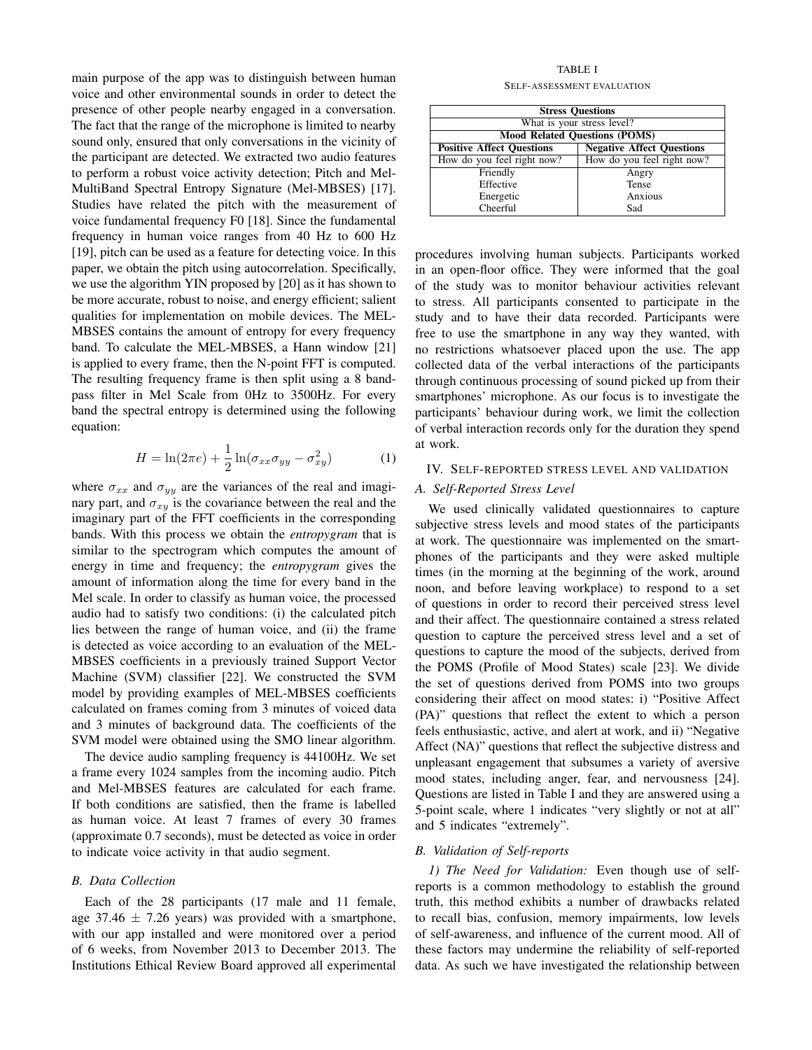main purpose of the app was to distinguish between human voice and other environmental sounds in order to detect the presence of other people nearby engaged in a conversation. The fact that the range of the microphone is limited to nearby sound only, ensured that only conversations in the vicinity of the participant are detected. We extracted two audio features to perform a robust voice activity detection; Pitch and Mel-MultiBand Spectral Entropy Signature (Mel-MBSES) [17]. Studies have related the pitch with the measurement of voice fundamental frequency F0 [18]. Since the fundamental frequency in human voice ranges from 40 Hz to 600 Hz [19], pitch can be used as a feature for detecting voice. In this paper, we obtain the pitch using autocorrelation. Specifically, we use the algorithm YIN proposed by [20] as it has shown to be more accurate, robust to noise, and energy efficient; salient qualities for implementation on mobile devices. The MEL-MBSES contains the amount of entropy for every frequency band. To calculate the MEL-MBSES, a Hann window [21] is applied to every frame, then the N-point FFT is computed. The resulting frequency frame is then split using a 8 band-pass filter in Mel Scale from 0Hz to 3500Hz. For every band the spectral entropy is determined using the following equation:

$$H = \ln(2\pi e) + \frac{1}{2}\ln(\sigma_{xx}\sigma_{yy} - \sigma_{xy}^2) \tag{1}$$

where $\sigma_{xx}$ and $\sigma_{yy}$ are the variances of the real and imaginary part, and $\sigma_{xy}$ is the covariance between the real and the imaginary part of the FFT coefficients in the corresponding bands. With this process we obtain the *entropygram* that is similar to the spectrogram which computes the amount of energy in time and frequency; the *entropygram* gives the amount of information along the time for every band in the Mel scale. In order to classify as human voice, the processed audio had to satisfy two conditions: (i) the calculated pitch lies between the range of human voice, and (ii) the frame is detected as voice according to an evaluation of the MEL-MBSES coefficients in a previously trained Support Vector Machine (SVM) classifier [22]. We constructed the SVM model by providing examples of MEL-MBSES coefficients calculated on frames coming from 3 minutes of voiced data and 3 minutes of background data. The coefficients of the SVM model were obtained using the SMO linear algorithm.

The device audio sampling frequency is 44100Hz. We set a frame every 1024 samples from the incoming audio. Pitch and Mel-MBSES features are calculated for each frame. If both conditions are satisfied, then the frame is labelled as human voice. At least 7 frames of every 30 frames (approximate 0.7 seconds), must be detected as voice in order to indicate voice activity in that audio segment.

### B. Data Collection

Each of the 28 participants (17 male and 11 female, age 37.46 $\pm$ 7.26 years) was provided with a smartphone, with our app installed and were monitored over a period of 6 weeks, from November 2013 to December 2013. The Institutions Ethical Review Board approved all experimental procedures involving human subjects. Participants worked in an open-floor office. They were informed that the goal of the study was to monitor behaviour activities relevant to stress. All participants consented to participate in the study and to have their data recorded. Participants were free to use the smartphone in any way they wanted, with no restrictions whatsoever placed upon the use. The app collected data of the verbal interactions of the participants through continuous processing of sound picked up from their smartphones' microphone. As our focus is to investigate the participants' behaviour during work, we limit the collection of verbal interaction records only for the duration they spend at work.

TABLE I

SELF-ASSESSMENT EVALUATION

| | |
|---|---|
| **Stress Questions** | |
| What is your stress level? | |
| **Mood Related Questions (POMS)** | |
| **Positive Affect Questions** | **Negative Affect Questions** |
| How do you feel right now? | How do you feel right now? |
| Friendly | Angry |
| Effective | Tense |
| Energetic | Anxious |
| Cheerful | Sad |

## IV. SELF-REPORTED STRESS LEVEL AND VALIDATION

### A. Self-Reported Stress Level

We used clinically validated questionnaires to capture subjective stress levels and mood states of the participants at work. The questionnaire was implemented on the smartphones of the participants and they were asked multiple times (in the morning at the beginning of the work, around noon, and before leaving workplace) to respond to a set of questions in order to record their perceived stress level and their affect. The questionnaire contained a stress related question to capture the perceived stress level and a set of questions to capture the mood of the subjects, derived from the POMS (Profile of Mood States) scale [23]. We divide the set of questions derived from POMS into two groups considering their affect on mood states: i) "Positive Affect (PA)" questions that reflect the extent to which a person feels enthusiastic, active, and alert at work, and ii) "Negative Affect (NA)" questions that reflect the subjective distress and unpleasant engagement that subsumes a variety of aversive mood states, including anger, fear, and nervousness [24]. Questions are listed in Table I and they are answered using a 5-point scale, where 1 indicates "very slightly or not at all" and 5 indicates "extremely".

### B. Validation of Self-reports

*1) The Need for Validation:* Even though use of self-reports is a common methodology to establish the ground truth, this method exhibits a number of drawbacks related to recall bias, confusion, memory impairments, low levels of self-awareness, and influence of the current mood. All of these factors may undermine the reliability of self-reported data. As such we have investigated the relationship between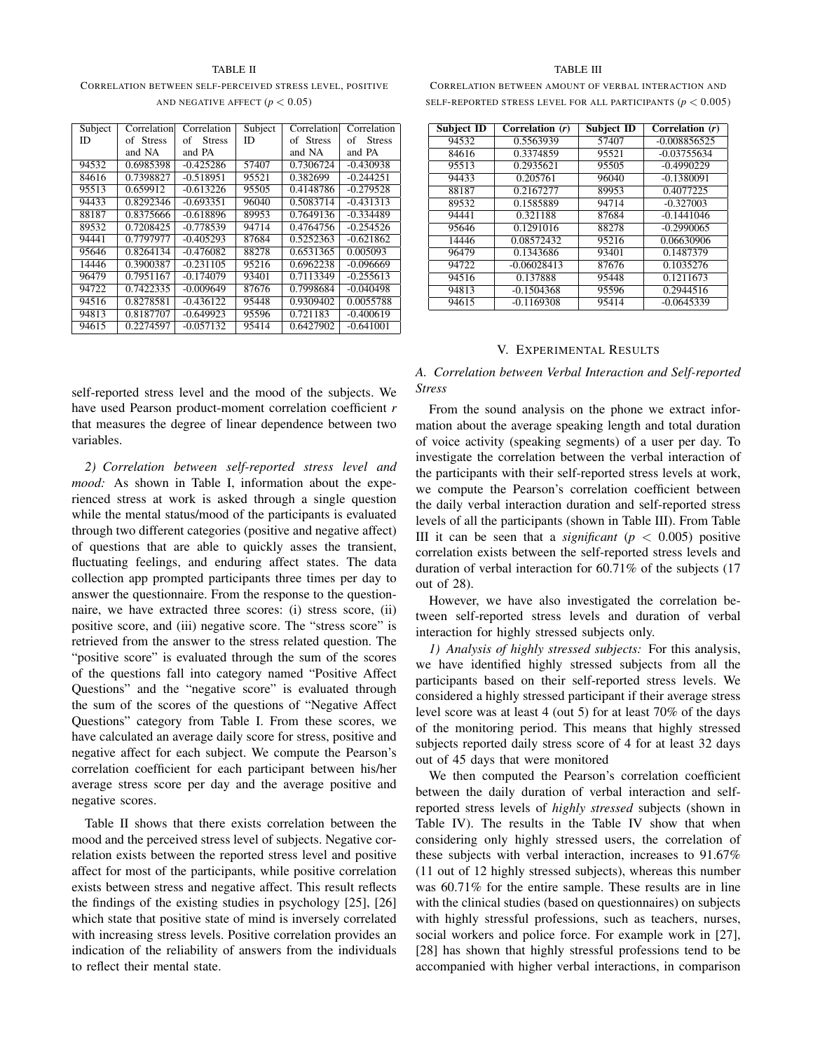TABLE II

CORRELATION BETWEEN SELF-PERCEIVED STRESS LEVEL, POSITIVE AND NEGATIVE AFFECT ($p < 0.05$)

| Subject ID | Correlation of Stress and NA | Correlation of Stress and PA | Subject ID | Correlation of Stress and NA | Correlation of Stress and PA |
|---|---|---|---|---|---|
| 94532 | 0.6985398 | -0.425286 | 57407 | 0.7306724 | -0.430938 |
| 84616 | 0.7398827 | -0.518951 | 95521 | 0.382699 | -0.244251 |
| 95513 | 0.659912 | -0.613226 | 95505 | 0.4148786 | -0.279528 |
| 94433 | 0.8292346 | -0.693351 | 96040 | 0.5083714 | -0.431313 |
| 88187 | 0.8375666 | -0.618896 | 89953 | 0.7649136 | -0.334489 |
| 89532 | 0.7208425 | -0.778539 | 94714 | 0.4764756 | -0.254526 |
| 94441 | 0.7797977 | -0.405293 | 87684 | 0.5252363 | -0.621862 |
| 95646 | 0.8264134 | -0.476082 | 88278 | 0.6531365 | 0.005093 |
| 14446 | 0.3900387 | -0.231105 | 95216 | 0.6962238 | -0.096669 |
| 96479 | 0.7951167 | -0.174079 | 93401 | 0.7113349 | -0.255613 |
| 94722 | 0.7422335 | -0.009649 | 87676 | 0.7998684 | -0.040498 |
| 94516 | 0.8278581 | -0.436122 | 95448 | 0.9309402 | 0.0055788 |
| 94813 | 0.8187707 | -0.649923 | 95596 | 0.721183 | -0.400619 |
| 94615 | 0.2274597 | -0.057132 | 95414 | 0.6427902 | -0.641001 |

self-reported stress level and the mood of the subjects. We have used Pearson product-moment correlation coefficient *r* that measures the degree of linear dependence between two variables.

*2) Correlation between self-reported stress level and mood:* As shown in Table I, information about the experienced stress at work is asked through a single question while the mental status/mood of the participants is evaluated through two different categories (positive and negative affect) of questions that are able to quickly asses the transient, fluctuating feelings, and enduring affect states. The data collection app prompted participants three times per day to answer the questionnaire. From the response to the questionnaire, we have extracted three scores: (i) stress score, (ii) positive score, and (iii) negative score. The "stress score" is retrieved from the answer to the stress related question. The "positive score" is evaluated through the sum of the scores of the questions fall into category named "Positive Affect Questions" and the "negative score" is evaluated through the sum of the scores of the questions of "Negative Affect Questions" category from Table I. From these scores, we have calculated an average daily score for stress, positive and negative affect for each subject. We compute the Pearson's correlation coefficient for each participant between his/her average stress score per day and the average positive and negative scores.

Table II shows that there exists correlation between the mood and the perceived stress level of subjects. Negative correlation exists between the reported stress level and positive affect for most of the participants, while positive correlation exists between stress and negative affect. This result reflects the findings of the existing studies in psychology [25], [26] which state that positive state of mind is inversely correlated with increasing stress levels. Positive correlation provides an indication of the reliability of answers from the individuals to reflect their mental state.

TABLE III

CORRELATION BETWEEN AMOUNT OF VERBAL INTERACTION AND SELF-REPORTED STRESS LEVEL FOR ALL PARTICIPANTS ($p < 0.005$)

| Subject ID | Correlation ($r$) | Subject ID | Correlation ($r$) |
|---|---|---|---|
| 94532 | 0.5563939 | 57407 | -0.008856525 |
| 84616 | 0.3374859 | 95521 | -0.03755634 |
| 95513 | 0.2935621 | 95505 | -0.4990229 |
| 94433 | 0.205761 | 96040 | -0.1380091 |
| 88187 | 0.2167277 | 89953 | 0.4077225 |
| 89532 | 0.1585889 | 94714 | -0.327003 |
| 94441 | 0.321188 | 87684 | -0.1441046 |
| 95646 | 0.1291016 | 88278 | -0.2990065 |
| 14446 | 0.08572432 | 95216 | 0.06630906 |
| 96479 | 0.1343686 | 93401 | 0.1487379 |
| 94722 | -0.06028413 | 87676 | 0.1035276 |
| 94516 | 0.137888 | 95448 | 0.1211673 |
| 94813 | -0.1504368 | 95596 | 0.2944516 |
| 94615 | -0.1169308 | 95414 | -0.0645339 |

## V. EXPERIMENTAL RESULTS

### A. Correlation between Verbal Interaction and Self-reported Stress

From the sound analysis on the phone we extract information about the average speaking length and total duration of voice activity (speaking segments) of a user per day. To investigate the correlation between the verbal interaction of the participants with their self-reported stress levels at work, we compute the Pearson's correlation coefficient between the daily verbal interaction duration and self-reported stress levels of all the participants (shown in Table III). From Table III it can be seen that a *significant* ($p < 0.005$) positive correlation exists between the self-reported stress levels and duration of verbal interaction for 60.71% of the subjects (17 out of 28).

However, we have also investigated the correlation between self-reported stress levels and duration of verbal interaction for highly stressed subjects only.

*1) Analysis of highly stressed subjects:* For this analysis, we have identified highly stressed subjects from all the participants based on their self-reported stress levels. We considered a highly stressed participant if their average stress level score was at least 4 (out 5) for at least 70% of the days of the monitoring period. This means that highly stressed subjects reported daily stress score of 4 for at least 32 days out of 45 days that were monitored

We then computed the Pearson's correlation coefficient between the daily duration of verbal interaction and self-reported stress levels of *highly stressed* subjects (shown in Table IV). The results in the Table IV show that when considering only highly stressed users, the correlation of these subjects with verbal interaction, increases to 91.67% (11 out of 12 highly stressed subjects), whereas this number was 60.71% for the entire sample. These results are in line with the clinical studies (based on questionnaires) on subjects with highly stressful professions, such as teachers, nurses, social workers and police force. For example work in [27], [28] has shown that highly stressful professions tend to be accompanied with higher verbal interactions, in comparison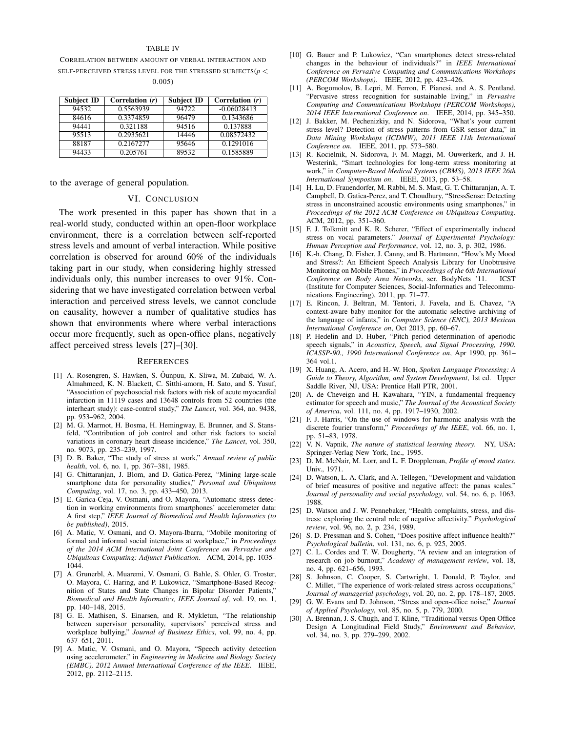TABLE IV

CORRELATION BETWEEN AMOUNT OF VERBAL INTERACTION AND SELF-PERCEIVED STRESS LEVEL FOR THE STRESSED SUBJECTS($p < 0.005$)

| Subject ID | Correlation ($r$) | Subject ID | Correlation ($r$) |
|---|---|---|---|
| 94532 | 0.5563939 | 94722 | -0.06028413 |
| 84616 | 0.3374859 | 96479 | 0.1343686 |
| 94441 | 0.321188 | 94516 | 0.137888 |
| 95513 | 0.2935621 | 14446 | 0.08572432 |
| 88187 | 0.2167277 | 95646 | 0.1291016 |
| 94433 | 0.205761 | 89532 | 0.1585889 |

to the average of general population.

## VI. CONCLUSION

The work presented in this paper has shown that in a real-world study, conducted within an open-floor workplace environment, there is a correlation between self-reported stress levels and amount of verbal interaction. While positive correlation is observed for around 60% of the individuals taking part in our study, when considering highly stressed individuals only, this number increases to over 91%. Considering that we have investigated correlation between verbal interaction and perceived stress levels, we cannot conclude on causality, however a number of qualitative studies has shown that environments where where verbal interactions occur more frequently, such as open-office plans, negatively affect perceived stress levels [27]–[30].

## REFERENCES

[1] A. Rosengren, S. Hawken, S. Ôunpuu, K. Sliwa, M. Zubaid, W. A. Almahmeed, K. N. Blackett, C. Sitthi-amorn, H. Sato, and S. Yusuf, "Association of psychosocial risk factors with risk of acute myocardial infarction in 11119 cases and 13648 controls from 52 countries (the interheart study): case-control study," *The Lancet*, vol. 364, no. 9438, pp. 953–962, 2004.

[2] M. G. Marmot, H. Bosma, H. Hemingway, E. Brunner, and S. Stansfeld, "Contribution of job control and other risk factors to social variations in coronary heart disease incidence," *The Lancet*, vol. 350, no. 9073, pp. 235–239, 1997.

[3] D. B. Baker, "The study of stress at work," *Annual review of public health*, vol. 6, no. 1, pp. 367–381, 1985.

[4] G. Chittaranjan, J. Blom, and D. Gatica-Perez, "Mining large-scale smartphone data for personality studies," *Personal and Ubiquitous Computing*, vol. 17, no. 3, pp. 433–450, 2013.

[5] E. Garica-Ceja, V. Osmani, and O. Mayora, "Automatic stress detection in working environments from smartphones' accelerometer data: A first step," *IEEE Journal of Biomedical and Health Informatics (to be published)*, 2015.

[6] A. Matic, V. Osmani, and O. Mayora-Ibarra, "Mobile monitoring of formal and informal social interactions at workplace," in *Proceedings of the 2014 ACM International Joint Conference on Pervasive and Ubiquitous Computing: Adjunct Publication*. ACM, 2014, pp. 1035–1044.

[7] A. Grunerbl, A. Muaremi, V. Osmani, G. Bahle, S. Ohler, G. Troster, O. Mayora, C. Haring, and P. Lukowicz, "Smartphone-Based Recognition of States and State Changes in Bipolar Disorder Patients," *Biomedical and Health Informatics, IEEE Journal of*, vol. 19, no. 1, pp. 140–148, 2015.

[8] G. E. Mathisen, S. Einarsen, and R. Mykletun, "The relationship between supervisor personality, supervisors' perceived stress and workplace bullying," *Journal of Business Ethics*, vol. 99, no. 4, pp. 637–651, 2011.

[9] A. Matic, V. Osmani, and O. Mayora, "Speech activity detection using accelerometer," in *Engineering in Medicine and Biology Society (EMBC), 2012 Annual International Conference of the IEEE*. IEEE, 2012, pp. 2112–2115.

[10] G. Bauer and P. Lukowicz, "Can smartphones detect stress-related changes in the behaviour of individuals?" in *IEEE International Conference on Pervasive Computing and Communications Workshops (PERCOM Workshops)*. IEEE, 2012, pp. 423–426.

[11] A. Bogomolov, B. Lepri, M. Ferron, F. Pianesi, and A. S. Pentland, "Pervasive stress recognition for sustainable living," in *Pervasive Computing and Communications Workshops (PERCOM Workshops), 2014 IEEE International Conference on*. IEEE, 2014, pp. 345–350.

[12] J. Bakker, M. Pechenizkiy, and N. Sidorova, "What's your current stress level? Detection of stress patterns from GSR sensor data," in *Data Mining Workshops (ICDMW), 2011 IEEE 11th International Conference on*. IEEE, 2011, pp. 573–580.

[13] R. Kocielnik, N. Sidorova, F. M. Maggi, M. Ouwerkerk, and J. H. Westerink, "Smart technologies for long-term stress monitoring at work," in *Computer-Based Medical Systems (CBMS), 2013 IEEE 26th International Symposium on*. IEEE, 2013, pp. 53–58.

[14] H. Lu, D. Frauendorfer, M. Rabbi, M. S. Mast, G. T. Chittaranjan, A. T. Campbell, D. Gatica-Perez, and T. Choudhury, "StressSense: Detecting stress in unconstrained acoustic environments using smartphones," in *Proceedings of the 2012 ACM Conference on Ubiquitous Computing*. ACM, 2012, pp. 351–360.

[15] F. J. Tolkmitt and K. R. Scherer, "Effect of experimentally induced stress on vocal parameters." *Journal of Experimental Psychology: Human Perception and Performance*, vol. 12, no. 3, p. 302, 1986.

[16] K.-h. Chang, D. Fisher, J. Canny, and B. Hartmann, "How's My Mood and Stress?: An Efficient Speech Analysis Library for Unobtrusive Monitoring on Mobile Phones," in *Proceedings of the 6th International Conference on Body Area Networks*, ser. BodyNets '11. ICST (Institute for Computer Sciences, Social-Informatics and Telecommunications Engineering), 2011, pp. 71–77.

[17] E. Rincon, J. Beltran, M. Tentori, J. Favela, and E. Chavez, "A context-aware baby monitor for the automatic selective archiving of the language of infants," in *Computer Science (ENC), 2013 Mexican International Conference on*, Oct 2013, pp. 60–67.

[18] P. Hedelin and D. Huber, "Pitch period determination of aperiodic speech signals," in *Acoustics, Speech, and Signal Processing, 1990. ICASSP-90., 1990 International Conference on*, Apr 1990, pp. 361–364 vol.1.

[19] X. Huang, A. Acero, and H.-W. Hon, *Spoken Language Processing: A Guide to Theory, Algorithm, and System Development*, 1st ed. Upper Saddle River, NJ, USA: Prentice Hall PTR, 2001.

[20] A. de Cheveign and H. Kawahara, "YIN, a fundamental frequency estimator for speech and music," *The Journal of the Acoustical Society of America*, vol. 111, no. 4, pp. 1917–1930, 2002.

[21] F. J. Harris, "On the use of windows for harmonic analysis with the discrete fourier transform," *Proceedings of the IEEE*, vol. 66, no. 1, pp. 51–83, 1978.

[22] V. N. Vapnik, *The nature of statistical learning theory*. NY, USA: Springer-Verlag New York, Inc., 1995.

[23] D. M. McNair, M. Lorr, and L. F. Droppleman, *Profile of mood states*. Univ., 1971.

[24] D. Watson, L. A. Clark, and A. Tellegen, "Development and validation of brief measures of positive and negative affect: the panas scales." *Journal of personality and social psychology*, vol. 54, no. 6, p. 1063, 1988.

[25] D. Watson and J. W. Pennebaker, "Health complaints, stress, and distress: exploring the central role of negative affectivity." *Psychological review*, vol. 96, no. 2, p. 234, 1989.

[26] S. D. Pressman and S. Cohen, "Does positive affect influence health?" *Psychological bulletin*, vol. 131, no. 6, p. 925, 2005.

[27] C. L. Cordes and T. W. Dougherty, "A review and an integration of research on job burnout," *Academy of management review*, vol. 18, no. 4, pp. 621–656, 1993.

[28] S. Johnson, C. Cooper, S. Cartwright, I. Donald, P. Taylor, and C. Millet, "The experience of work-related stress across occupations," *Journal of managerial psychology*, vol. 20, no. 2, pp. 178–187, 2005.

[29] G. W. Evans and D. Johnson, "Stress and open-office noise," *Journal of Applied Psychology*, vol. 85, no. 5, p. 779, 2000.

[30] A. Brennan, J. S. Chugh, and T. Kline, "Traditional versus Open Office Design A Longitudinal Field Study," *Environment and Behavior*, vol. 34, no. 3, pp. 279–299, 2002.